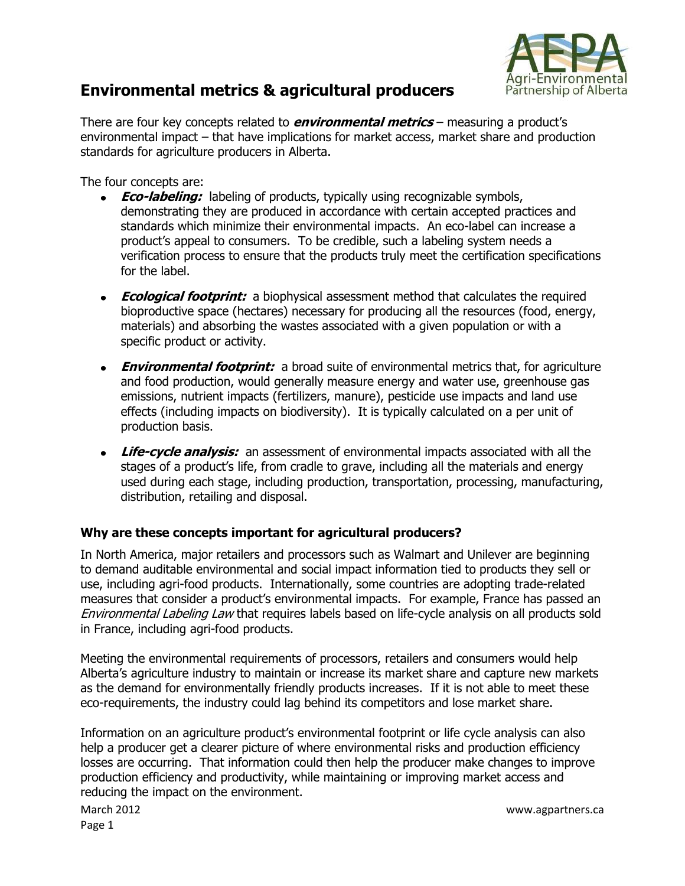# Environmental metrics & agricultural producers

There are four key concepts related to ***environmental metrics*** – measuring a product's environmental impact – that have implications for market access, market share and production standards for agriculture producers in Alberta.

The four concepts are:

- ***Eco-labeling:*** labeling of products, typically using recognizable symbols, demonstrating they are produced in accordance with certain accepted practices and standards which minimize their environmental impacts. An eco-label can increase a product's appeal to consumers. To be credible, such a labeling system needs a verification process to ensure that the products truly meet the certification specifications for the label.

- ***Ecological footprint:*** a biophysical assessment method that calculates the required bioproductive space (hectares) necessary for producing all the resources (food, energy, materials) and absorbing the wastes associated with a given population or with a specific product or activity.

- ***Environmental footprint:*** a broad suite of environmental metrics that, for agriculture and food production, would generally measure energy and water use, greenhouse gas emissions, nutrient impacts (fertilizers, manure), pesticide use impacts and land use effects (including impacts on biodiversity). It is typically calculated on a per unit of production basis.

- ***Life-cycle analysis:*** an assessment of environmental impacts associated with all the stages of a product's life, from cradle to grave, including all the materials and energy used during each stage, including production, transportation, processing, manufacturing, distribution, retailing and disposal.

### Why are these concepts important for agricultural producers?

In North America, major retailers and processors such as Walmart and Unilever are beginning to demand auditable environmental and social impact information tied to products they sell or use, including agri-food products. Internationally, some countries are adopting trade-related measures that consider a product's environmental impacts. For example, France has passed an *Environmental Labeling Law* that requires labels based on life-cycle analysis on all products sold in France, including agri-food products.

Meeting the environmental requirements of processors, retailers and consumers would help Alberta's agriculture industry to maintain or increase its market share and capture new markets as the demand for environmentally friendly products increases. If it is not able to meet these eco-requirements, the industry could lag behind its competitors and lose market share.

Information on an agriculture product's environmental footprint or life cycle analysis can also help a producer get a clearer picture of where environmental risks and production efficiency losses are occurring. That information could then help the producer make changes to improve production efficiency and productivity, while maintaining or improving market access and reducing the impact on the environment.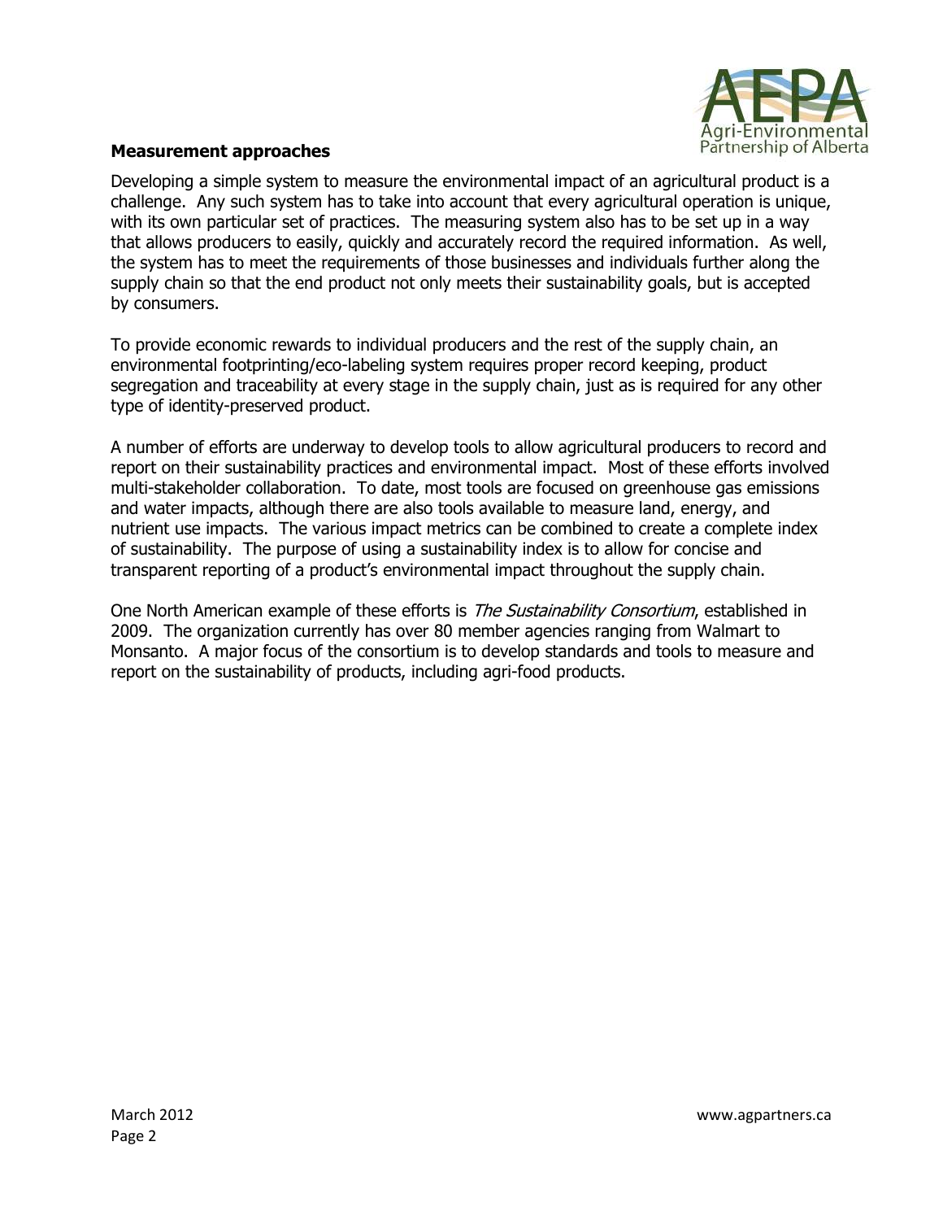## Measurement approaches

Developing a simple system to measure the environmental impact of an agricultural product is a challenge. Any such system has to take into account that every agricultural operation is unique, with its own particular set of practices. The measuring system also has to be set up in a way that allows producers to easily, quickly and accurately record the required information. As well, the system has to meet the requirements of those businesses and individuals further along the supply chain so that the end product not only meets their sustainability goals, but is accepted by consumers.

To provide economic rewards to individual producers and the rest of the supply chain, an environmental footprinting/eco-labeling system requires proper record keeping, product segregation and traceability at every stage in the supply chain, just as is required for any other type of identity-preserved product.

A number of efforts are underway to develop tools to allow agricultural producers to record and report on their sustainability practices and environmental impact. Most of these efforts involved multi-stakeholder collaboration. To date, most tools are focused on greenhouse gas emissions and water impacts, although there are also tools available to measure land, energy, and nutrient use impacts. The various impact metrics can be combined to create a complete index of sustainability. The purpose of using a sustainability index is to allow for concise and transparent reporting of a product's environmental impact throughout the supply chain.

One North American example of these efforts is *The Sustainability Consortium*, established in 2009. The organization currently has over 80 member agencies ranging from Walmart to Monsanto. A major focus of the consortium is to develop standards and tools to measure and report on the sustainability of products, including agri-food products.